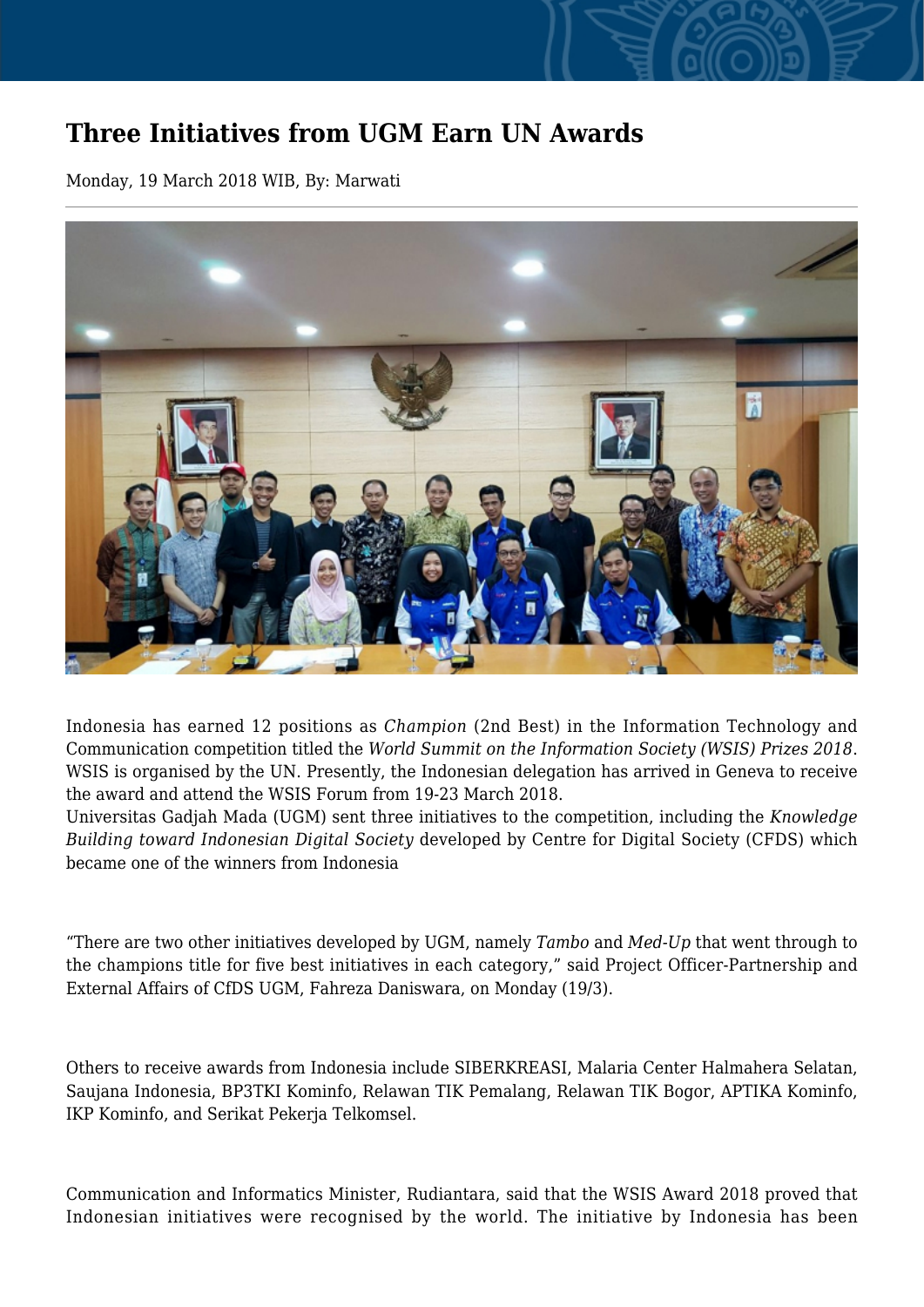# Three Initiatives from UGM Earn UN Awards

Monday, 19 March 2018 WIB, By: Marwati

---

Indonesia has earned 12 positions as *Champion* (2nd Best) in the Information Technology and Communication competition titled the *World Summit on the Information Society (WSIS) Prizes 2018*. WSIS is organised by the UN. Presently, the Indonesian delegation has arrived in Geneva to receive the award and attend the WSIS Forum from 19-23 March 2018.

Universitas Gadjah Mada (UGM) sent three initiatives to the competition, including the *Knowledge Building toward Indonesian Digital Society* developed by Centre for Digital Society (CFDS) which became one of the winners from Indonesia

"There are two other initiatives developed by UGM, namely *Tambo* and *Med-Up* that went through to the champions title for five best initiatives in each category," said Project Officer-Partnership and External Affairs of CfDS UGM, Fahreza Daniswara, on Monday (19/3).

Others to receive awards from Indonesia include SIBERKREASI, Malaria Center Halmahera Selatan, Saujana Indonesia, BP3TKI Kominfo, Relawan TIK Pemalang, Relawan TIK Bogor, APTIKA Kominfo, IKP Kominfo, and Serikat Pekerja Telkomsel.

Communication and Informatics Minister, Rudiantara, said that the WSIS Award 2018 proved that Indonesian initiatives were recognised by the world. The initiative by Indonesia has been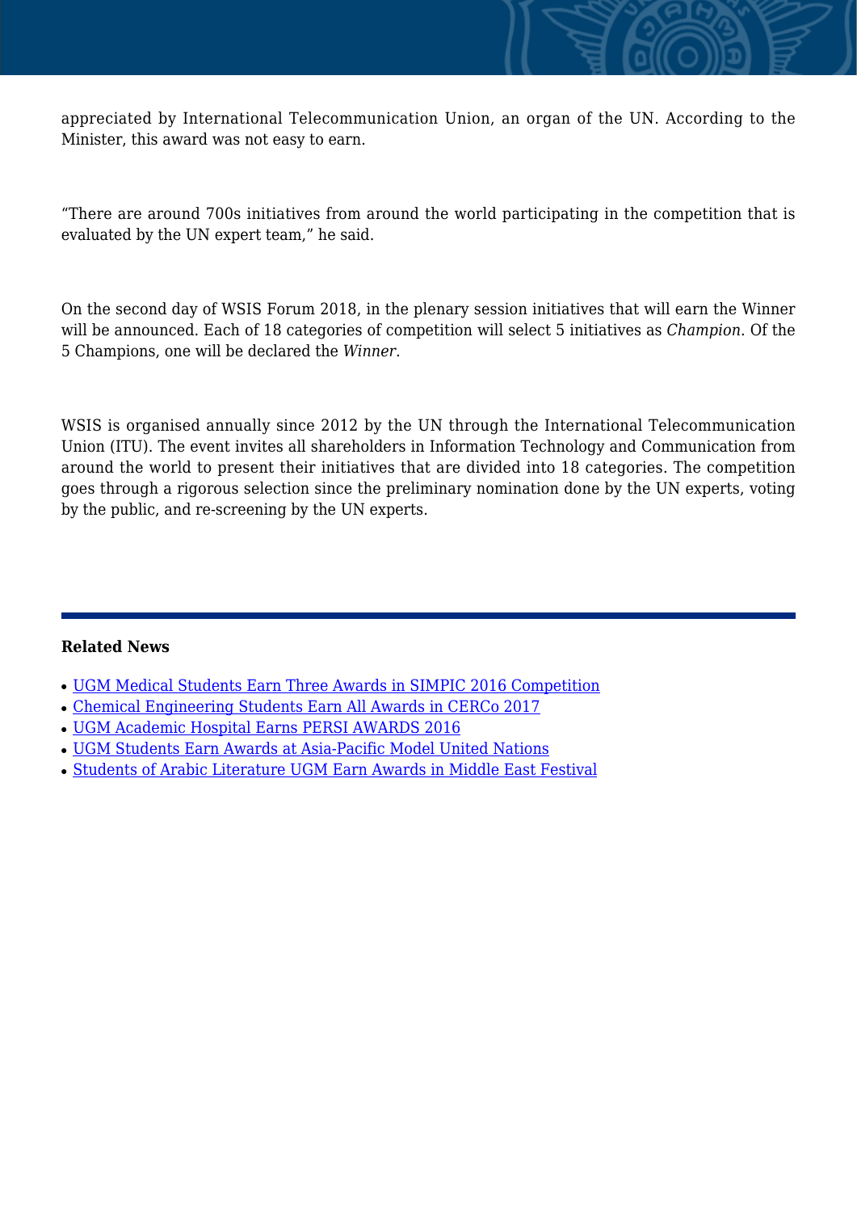appreciated by International Telecommunication Union, an organ of the UN. According to the Minister, this award was not easy to earn.

"There are around 700s initiatives from around the world participating in the competition that is evaluated by the UN expert team," he said.

On the second day of WSIS Forum 2018, in the plenary session initiatives that will earn the Winner will be announced. Each of 18 categories of competition will select 5 initiatives as *Champion*. Of the 5 Champions, one will be declared the *Winner*.

WSIS is organised annually since 2012 by the UN through the International Telecommunication Union (ITU). The event invites all shareholders in Information Technology and Communication from around the world to present their initiatives that are divided into 18 categories. The competition goes through a rigorous selection since the preliminary nomination done by the UN experts, voting by the public, and re-screening by the UN experts.

**Related News**

- UGM Medical Students Earn Three Awards in SIMPIC 2016 Competition
- Chemical Engineering Students Earn All Awards in CERCo 2017
- UGM Academic Hospital Earns PERSI AWARDS 2016
- UGM Students Earn Awards at Asia-Pacific Model United Nations
- Students of Arabic Literature UGM Earn Awards in Middle East Festival